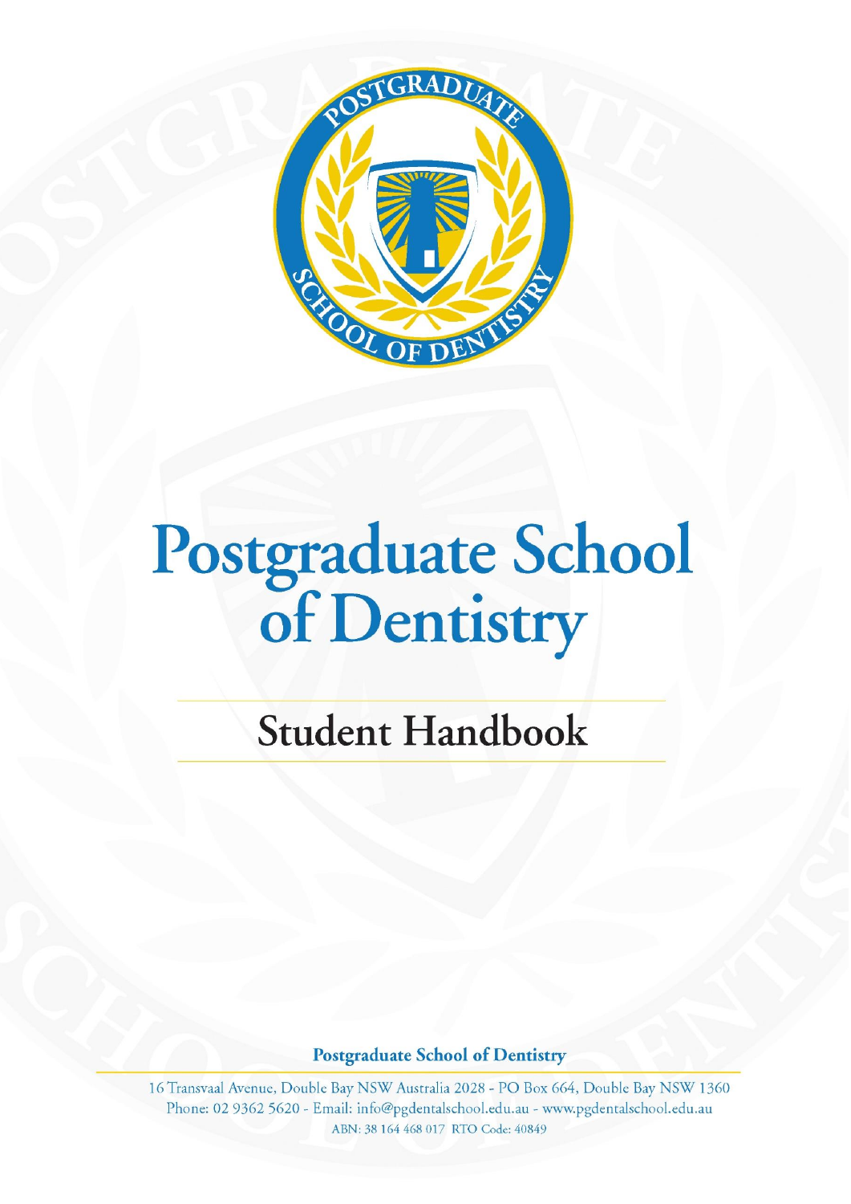# Postgraduate School of Dentistry

## Student Handbook

**Postgraduate School of Dentistry**

16 Transvaal Avenue, Double Bay NSW Australia 2028 - PO Box 664, Double Bay NSW 1360
Phone: 02 9362 5620 - Email: info@pgdentalschool.edu.au - www.pgdentalschool.edu.au
ABN: 38 164 468 017 RTO Code: 40849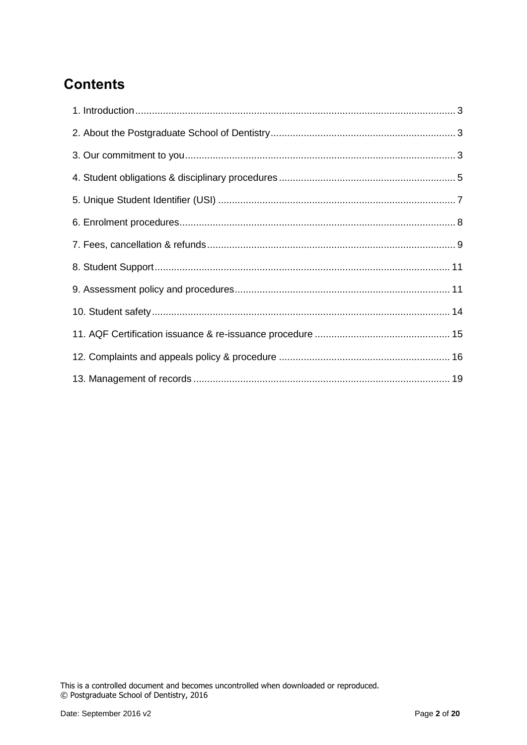# Contents

1. Introduction ..... 3
2. About the Postgraduate School of Dentistry ..... 3
3. Our commitment to you ..... 3
4. Student obligations & disciplinary procedures ..... 5
5. Unique Student Identifier (USI) ..... 7
6. Enrolment procedures ..... 8
7. Fees, cancellation & refunds ..... 9
8. Student Support ..... 11
9. Assessment policy and procedures ..... 11
10. Student safety ..... 14
11. AQF Certification issuance & re-issuance procedure ..... 15
12. Complaints and appeals policy & procedure ..... 16
13. Management of records ..... 19

This is a controlled document and becomes uncontrolled when downloaded or reproduced.
© Postgraduate School of Dentistry, 2016

Date: September 2016 v2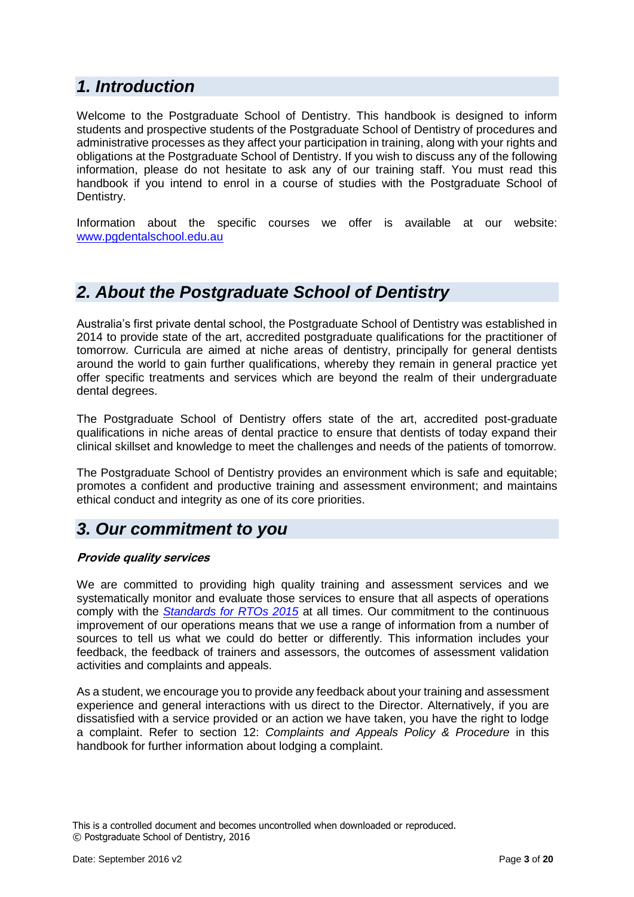## *1. Introduction*

Welcome to the Postgraduate School of Dentistry. This handbook is designed to inform students and prospective students of the Postgraduate School of Dentistry of procedures and administrative processes as they affect your participation in training, along with your rights and obligations at the Postgraduate School of Dentistry. If you wish to discuss any of the following information, please do not hesitate to ask any of our training staff. You must read this handbook if you intend to enrol in a course of studies with the Postgraduate School of Dentistry.

Information about the specific courses we offer is available at our website: [www.pgdentalschool.edu.au](www.pgdentalschool.edu.au)

## *2. About the Postgraduate School of Dentistry*

Australia's first private dental school, the Postgraduate School of Dentistry was established in 2014 to provide state of the art, accredited postgraduate qualifications for the practitioner of tomorrow. Curricula are aimed at niche areas of dentistry, principally for general dentists around the world to gain further qualifications, whereby they remain in general practice yet offer specific treatments and services which are beyond the realm of their undergraduate dental degrees.

The Postgraduate School of Dentistry offers state of the art, accredited post-graduate qualifications in niche areas of dental practice to ensure that dentists of today expand their clinical skillset and knowledge to meet the challenges and needs of the patients of tomorrow.

The Postgraduate School of Dentistry provides an environment which is safe and equitable; promotes a confident and productive training and assessment environment; and maintains ethical conduct and integrity as one of its core priorities.

## *3. Our commitment to you*

***Provide quality services***

We are committed to providing high quality training and assessment services and we systematically monitor and evaluate those services to ensure that all aspects of operations comply with the *Standards for RTOs 2015* at all times. Our commitment to the continuous improvement of our operations means that we use a range of information from a number of sources to tell us what we could do better or differently. This information includes your feedback, the feedback of trainers and assessors, the outcomes of assessment validation activities and complaints and appeals.

As a student, we encourage you to provide any feedback about your training and assessment experience and general interactions with us direct to the Director. Alternatively, if you are dissatisfied with a service provided or an action we have taken, you have the right to lodge a complaint. Refer to section 12: *Complaints and Appeals Policy & Procedure* in this handbook for further information about lodging a complaint.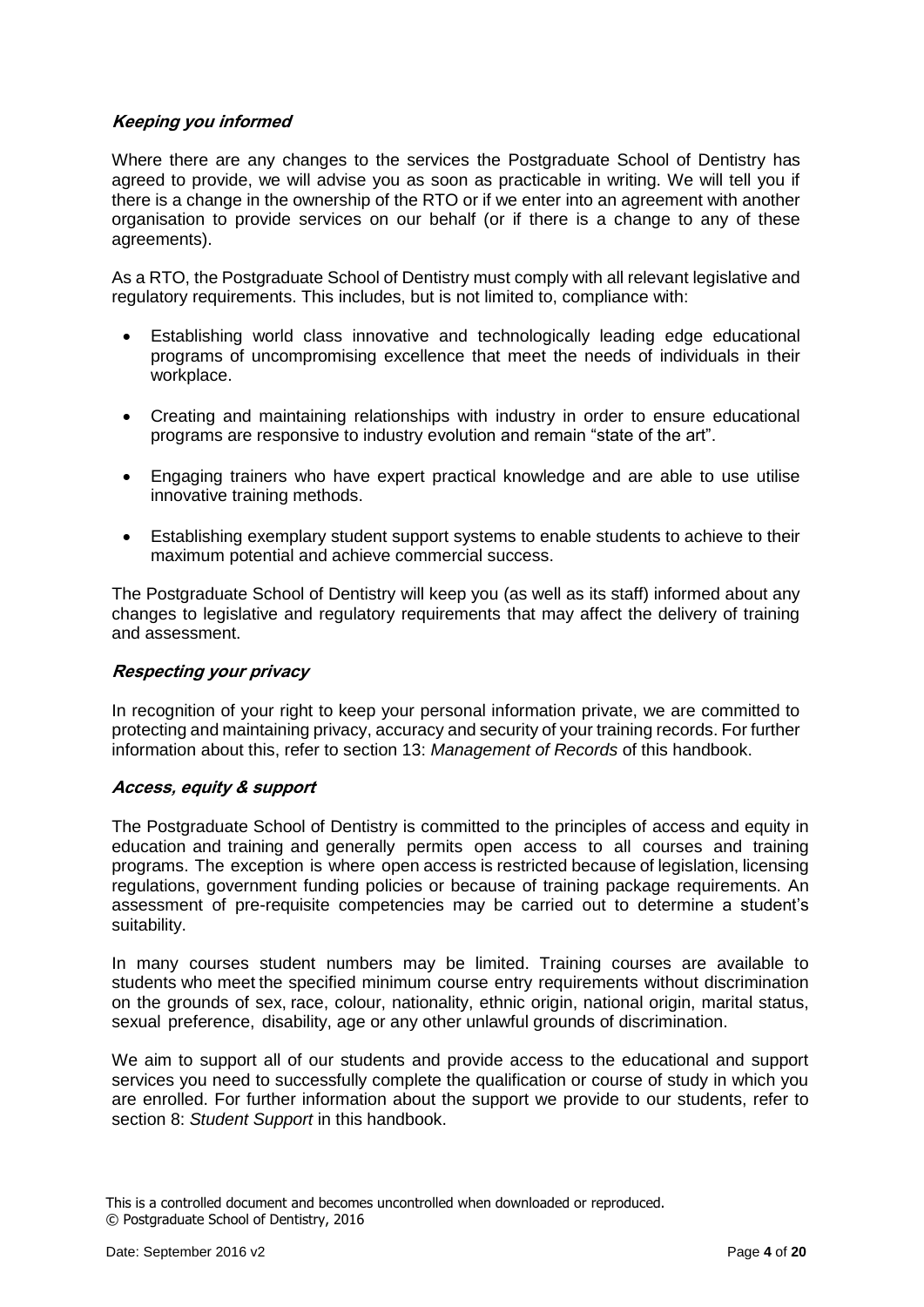### *Keeping you informed*

Where there are any changes to the services the Postgraduate School of Dentistry has agreed to provide, we will advise you as soon as practicable in writing. We will tell you if there is a change in the ownership of the RTO or if we enter into an agreement with another organisation to provide services on our behalf (or if there is a change to any of these agreements).

As a RTO, the Postgraduate School of Dentistry must comply with all relevant legislative and regulatory requirements. This includes, but is not limited to, compliance with:

- Establishing world class innovative and technologically leading edge educational programs of uncompromising excellence that meet the needs of individuals in their workplace.
- Creating and maintaining relationships with industry in order to ensure educational programs are responsive to industry evolution and remain "state of the art".
- Engaging trainers who have expert practical knowledge and are able to use utilise innovative training methods.
- Establishing exemplary student support systems to enable students to achieve to their maximum potential and achieve commercial success.

The Postgraduate School of Dentistry will keep you (as well as its staff) informed about any changes to legislative and regulatory requirements that may affect the delivery of training and assessment.

### *Respecting your privacy*

In recognition of your right to keep your personal information private, we are committed to protecting and maintaining privacy, accuracy and security of your training records. For further information about this, refer to section 13: *Management of Records* of this handbook.

### *Access, equity & support*

The Postgraduate School of Dentistry is committed to the principles of access and equity in education and training and generally permits open access to all courses and training programs. The exception is where open access is restricted because of legislation, licensing regulations, government funding policies or because of training package requirements. An assessment of pre-requisite competencies may be carried out to determine a student's suitability.

In many courses student numbers may be limited. Training courses are available to students who meet the specified minimum course entry requirements without discrimination on the grounds of sex, race, colour, nationality, ethnic origin, national origin, marital status, sexual preference, disability, age or any other unlawful grounds of discrimination.

We aim to support all of our students and provide access to the educational and support services you need to successfully complete the qualification or course of study in which you are enrolled. For further information about the support we provide to our students, refer to section 8: *Student Support* in this handbook.

This is a controlled document and becomes uncontrolled when downloaded or reproduced.
© Postgraduate School of Dentistry, 2016

Date: September 2016 v2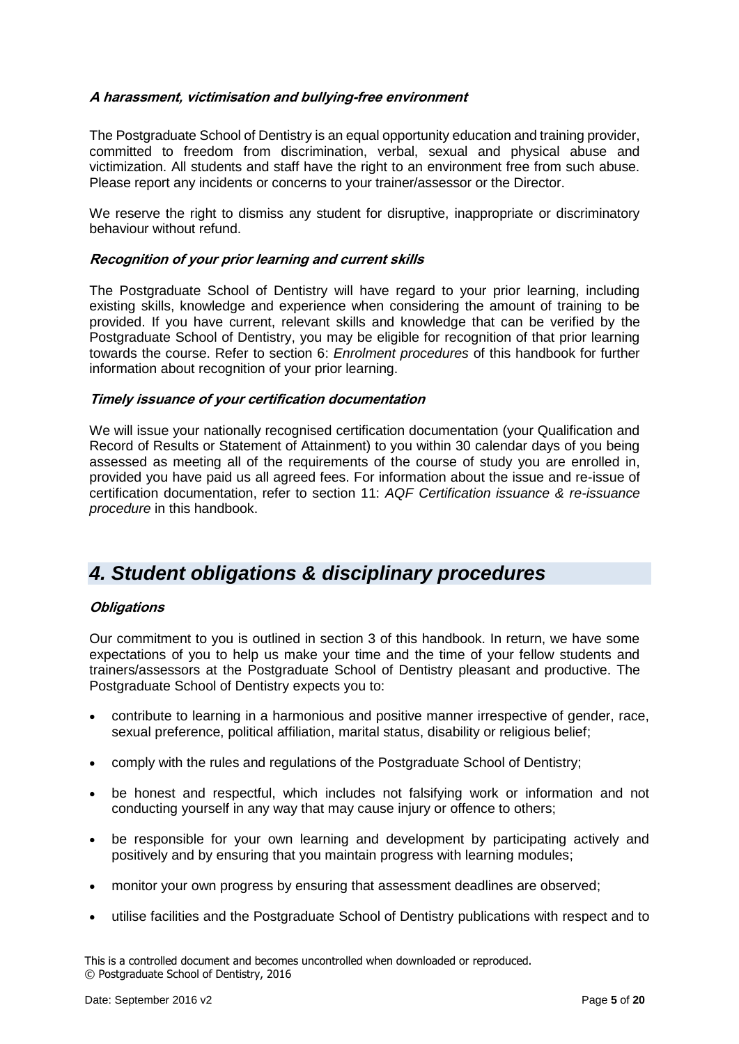***A harassment, victimisation and bullying-free environment***

The Postgraduate School of Dentistry is an equal opportunity education and training provider, committed to freedom from discrimination, verbal, sexual and physical abuse and victimization. All students and staff have the right to an environment free from such abuse. Please report any incidents or concerns to your trainer/assessor or the Director.

We reserve the right to dismiss any student for disruptive, inappropriate or discriminatory behaviour without refund.

***Recognition of your prior learning and current skills***

The Postgraduate School of Dentistry will have regard to your prior learning, including existing skills, knowledge and experience when considering the amount of training to be provided. If you have current, relevant skills and knowledge that can be verified by the Postgraduate School of Dentistry, you may be eligible for recognition of that prior learning towards the course. Refer to section 6: *Enrolment procedures* of this handbook for further information about recognition of your prior learning.

***Timely issuance of your certification documentation***

We will issue your nationally recognised certification documentation (your Qualification and Record of Results or Statement of Attainment) to you within 30 calendar days of you being assessed as meeting all of the requirements of the course of study you are enrolled in, provided you have paid us all agreed fees. For information about the issue and re-issue of certification documentation, refer to section 11: *AQF Certification issuance & re-issuance procedure* in this handbook.

## *4. Student obligations & disciplinary procedures*

***Obligations***

Our commitment to you is outlined in section 3 of this handbook. In return, we have some expectations of you to help us make your time and the time of your fellow students and trainers/assessors at the Postgraduate School of Dentistry pleasant and productive. The Postgraduate School of Dentistry expects you to:

- contribute to learning in a harmonious and positive manner irrespective of gender, race, sexual preference, political affiliation, marital status, disability or religious belief;
- comply with the rules and regulations of the Postgraduate School of Dentistry;
- be honest and respectful, which includes not falsifying work or information and not conducting yourself in any way that may cause injury or offence to others;
- be responsible for your own learning and development by participating actively and positively and by ensuring that you maintain progress with learning modules;
- monitor your own progress by ensuring that assessment deadlines are observed;
- utilise facilities and the Postgraduate School of Dentistry publications with respect and to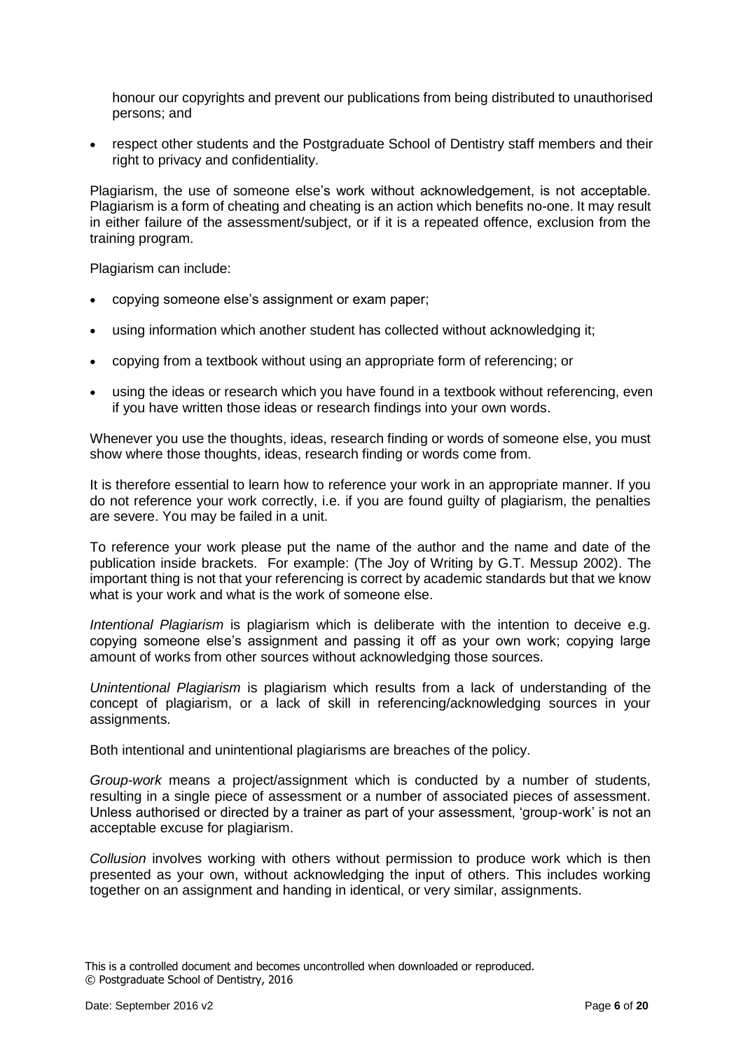honour our copyrights and prevent our publications from being distributed to unauthorised persons; and

- respect other students and the Postgraduate School of Dentistry staff members and their right to privacy and confidentiality.

Plagiarism, the use of someone else's work without acknowledgement, is not acceptable. Plagiarism is a form of cheating and cheating is an action which benefits no-one. It may result in either failure of the assessment/subject, or if it is a repeated offence, exclusion from the training program.

Plagiarism can include:

- copying someone else's assignment or exam paper;
- using information which another student has collected without acknowledging it;
- copying from a textbook without using an appropriate form of referencing; or
- using the ideas or research which you have found in a textbook without referencing, even if you have written those ideas or research findings into your own words.

Whenever you use the thoughts, ideas, research finding or words of someone else, you must show where those thoughts, ideas, research finding or words come from.

It is therefore essential to learn how to reference your work in an appropriate manner. If you do not reference your work correctly, i.e. if you are found guilty of plagiarism, the penalties are severe. You may be failed in a unit.

To reference your work please put the name of the author and the name and date of the publication inside brackets. For example: (The Joy of Writing by G.T. Messup 2002). The important thing is not that your referencing is correct by academic standards but that we know what is your work and what is the work of someone else.

*Intentional Plagiarism* is plagiarism which is deliberate with the intention to deceive e.g. copying someone else's assignment and passing it off as your own work; copying large amount of works from other sources without acknowledging those sources.

*Unintentional Plagiarism* is plagiarism which results from a lack of understanding of the concept of plagiarism, or a lack of skill in referencing/acknowledging sources in your assignments.

Both intentional and unintentional plagiarisms are breaches of the policy.

*Group-work* means a project/assignment which is conducted by a number of students, resulting in a single piece of assessment or a number of associated pieces of assessment. Unless authorised or directed by a trainer as part of your assessment, 'group-work' is not an acceptable excuse for plagiarism.

*Collusion* involves working with others without permission to produce work which is then presented as your own, without acknowledging the input of others. This includes working together on an assignment and handing in identical, or very similar, assignments.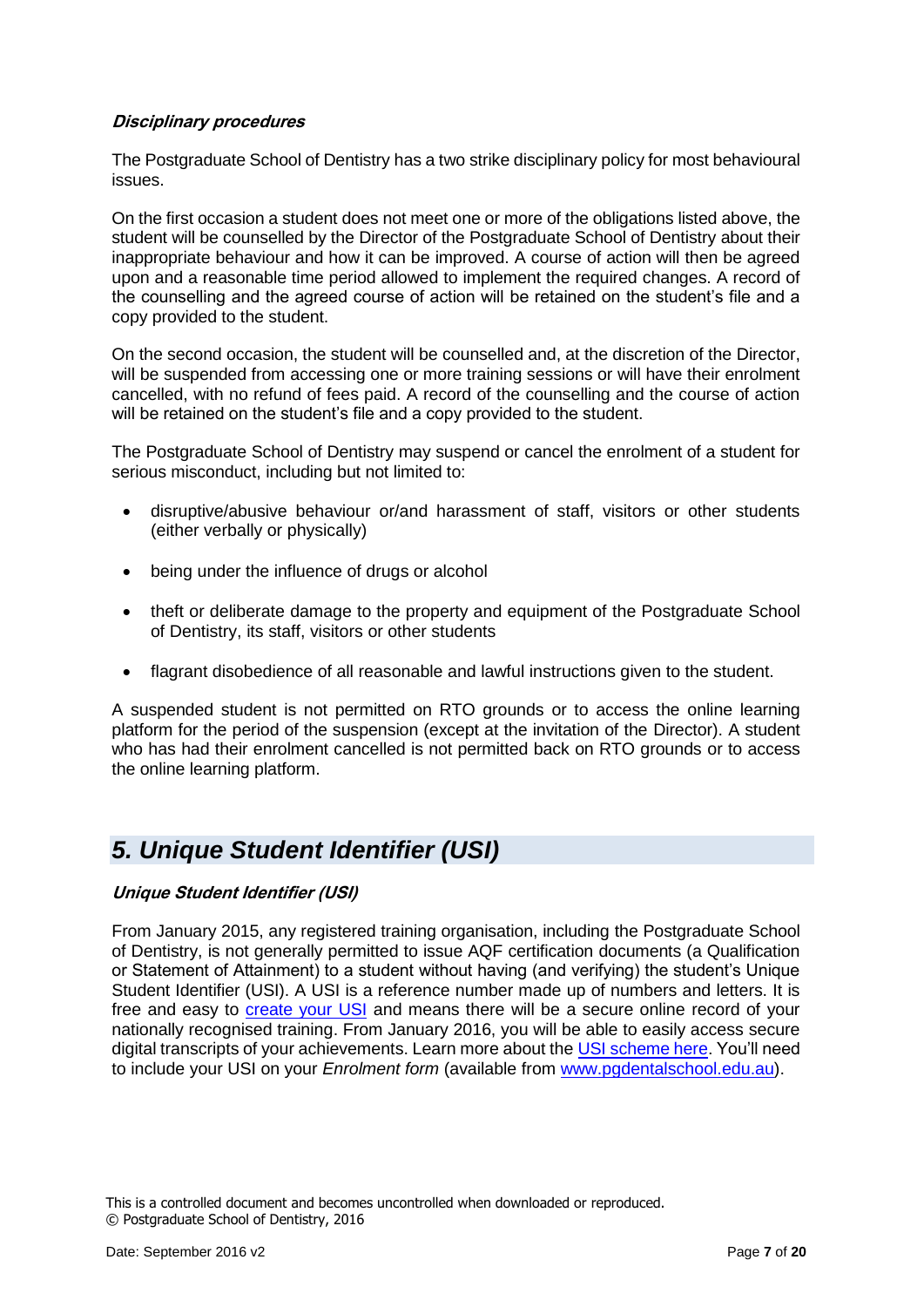### *Disciplinary procedures*

The Postgraduate School of Dentistry has a two strike disciplinary policy for most behavioural issues.

On the first occasion a student does not meet one or more of the obligations listed above, the student will be counselled by the Director of the Postgraduate School of Dentistry about their inappropriate behaviour and how it can be improved. A course of action will then be agreed upon and a reasonable time period allowed to implement the required changes. A record of the counselling and the agreed course of action will be retained on the student's file and a copy provided to the student.

On the second occasion, the student will be counselled and, at the discretion of the Director, will be suspended from accessing one or more training sessions or will have their enrolment cancelled, with no refund of fees paid. A record of the counselling and the course of action will be retained on the student's file and a copy provided to the student.

The Postgraduate School of Dentistry may suspend or cancel the enrolment of a student for serious misconduct, including but not limited to:

- disruptive/abusive behaviour or/and harassment of staff, visitors or other students (either verbally or physically)
- being under the influence of drugs or alcohol
- theft or deliberate damage to the property and equipment of the Postgraduate School of Dentistry, its staff, visitors or other students
- flagrant disobedience of all reasonable and lawful instructions given to the student.

A suspended student is not permitted on RTO grounds or to access the online learning platform for the period of the suspension (except at the invitation of the Director). A student who has had their enrolment cancelled is not permitted back on RTO grounds or to access the online learning platform.

## *5. Unique Student Identifier (USI)*

### *Unique Student Identifier (USI)*

From January 2015, any registered training organisation, including the Postgraduate School of Dentistry, is not generally permitted to issue AQF certification documents (a Qualification or Statement of Attainment) to a student without having (and verifying) the student's Unique Student Identifier (USI). A USI is a reference number made up of numbers and letters. It is free and easy to create your USI and means there will be a secure online record of your nationally recognised training. From January 2016, you will be able to easily access secure digital transcripts of your achievements. Learn more about the USI scheme here. You'll need to include your USI on your *Enrolment form* (available from www.pgdentalschool.edu.au).

This is a controlled document and becomes uncontrolled when downloaded or reproduced.
© Postgraduate School of Dentistry, 2016

Date: September 2016 v2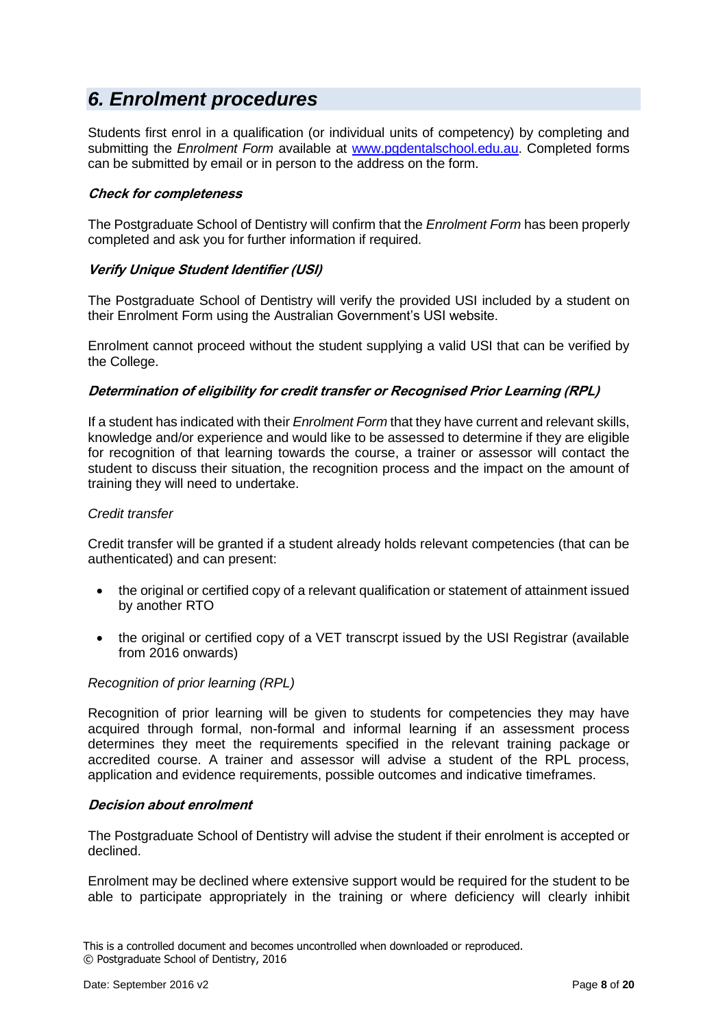## *6. Enrolment procedures*

Students first enrol in a qualification (or individual units of competency) by completing and submitting the *Enrolment Form* available at [www.pgdentalschool.edu.au](http://www.pgdentalschool.edu.au). Completed forms can be submitted by email or in person to the address on the form.

***Check for completeness***

The Postgraduate School of Dentistry will confirm that the *Enrolment Form* has been properly completed and ask you for further information if required.

***Verify Unique Student Identifier (USI)***

The Postgraduate School of Dentistry will verify the provided USI included by a student on their Enrolment Form using the Australian Government's USI website.

Enrolment cannot proceed without the student supplying a valid USI that can be verified by the College.

***Determination of eligibility for credit transfer or Recognised Prior Learning (RPL)***

If a student has indicated with their *Enrolment Form* that they have current and relevant skills, knowledge and/or experience and would like to be assessed to determine if they are eligible for recognition of that learning towards the course, a trainer or assessor will contact the student to discuss their situation, the recognition process and the impact on the amount of training they will need to undertake.

*Credit transfer*

Credit transfer will be granted if a student already holds relevant competencies (that can be authenticated) and can present:

- the original or certified copy of a relevant qualification or statement of attainment issued by another RTO
- the original or certified copy of a VET transcrpt issued by the USI Registrar (available from 2016 onwards)

*Recognition of prior learning (RPL)*

Recognition of prior learning will be given to students for competencies they may have acquired through formal, non-formal and informal learning if an assessment process determines they meet the requirements specified in the relevant training package or accredited course. A trainer and assessor will advise a student of the RPL process, application and evidence requirements, possible outcomes and indicative timeframes.

***Decision about enrolment***

The Postgraduate School of Dentistry will advise the student if their enrolment is accepted or declined.

Enrolment may be declined where extensive support would be required for the student to be able to participate appropriately in the training or where deficiency will clearly inhibit

This is a controlled document and becomes uncontrolled when downloaded or reproduced.
© Postgraduate School of Dentistry, 2016

Date: September 2016 v2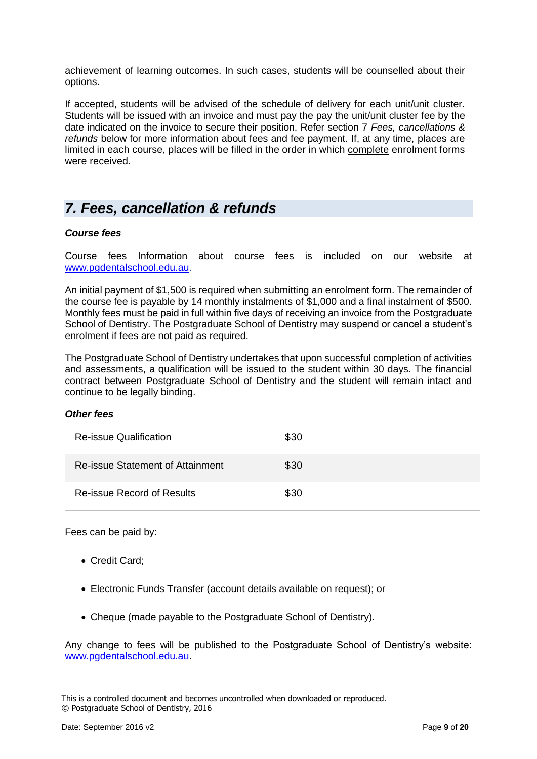achievement of learning outcomes. In such cases, students will be counselled about their options.

If accepted, students will be advised of the schedule of delivery for each unit/unit cluster. Students will be issued with an invoice and must pay the pay the unit/unit cluster fee by the date indicated on the invoice to secure their position. Refer section 7 *Fees, cancellations & refunds* below for more information about fees and fee payment. If, at any time, places are limited in each course, places will be filled in the order in which complete enrolment forms were received.

## *7. Fees, cancellation & refunds*

***Course fees***

Course fees Information about course fees is included on our website at www.pgdentalschool.edu.au.

An initial payment of $1,500 is required when submitting an enrolment form. The remainder of the course fee is payable by 14 monthly instalments of $1,000 and a final instalment of $500. Monthly fees must be paid in full within five days of receiving an invoice from the Postgraduate School of Dentistry. The Postgraduate School of Dentistry may suspend or cancel a student's enrolment if fees are not paid as required.

The Postgraduate School of Dentistry undertakes that upon successful completion of activities and assessments, a qualification will be issued to the student within 30 days. The financial contract between Postgraduate School of Dentistry and the student will remain intact and continue to be legally binding.

***Other fees***

| | |
|---|---|
| Re-issue Qualification | $30 |
| Re-issue Statement of Attainment | $30 |
| Re-issue Record of Results | $30 |

Fees can be paid by:

- Credit Card;
- Electronic Funds Transfer (account details available on request); or
- Cheque (made payable to the Postgraduate School of Dentistry).

Any change to fees will be published to the Postgraduate School of Dentistry's website: www.pgdentalschool.edu.au.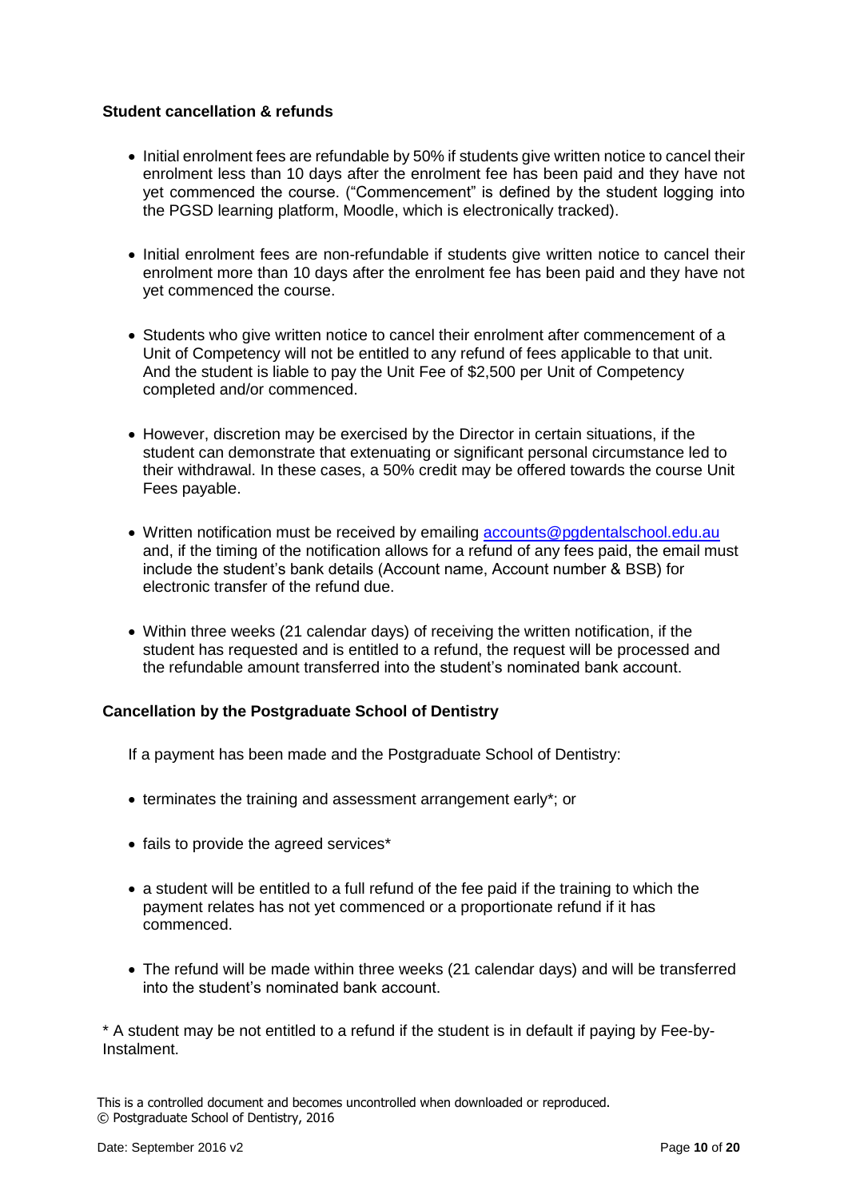**Student cancellation & refunds**

- Initial enrolment fees are refundable by 50% if students give written notice to cancel their enrolment less than 10 days after the enrolment fee has been paid and they have not yet commenced the course. ("Commencement" is defined by the student logging into the PGSD learning platform, Moodle, which is electronically tracked).

- Initial enrolment fees are non-refundable if students give written notice to cancel their enrolment more than 10 days after the enrolment fee has been paid and they have not yet commenced the course.

- Students who give written notice to cancel their enrolment after commencement of a Unit of Competency will not be entitled to any refund of fees applicable to that unit. And the student is liable to pay the Unit Fee of $2,500 per Unit of Competency completed and/or commenced.

- However, discretion may be exercised by the Director in certain situations, if the student can demonstrate that extenuating or significant personal circumstance led to their withdrawal. In these cases, a 50% credit may be offered towards the course Unit Fees payable.

- Written notification must be received by emailing accounts@pgdentalschool.edu.au and, if the timing of the notification allows for a refund of any fees paid, the email must include the student's bank details (Account name, Account number & BSB) for electronic transfer of the refund due.

- Within three weeks (21 calendar days) of receiving the written notification, if the student has requested and is entitled to a refund, the request will be processed and the refundable amount transferred into the student's nominated bank account.

**Cancellation by the Postgraduate School of Dentistry**

If a payment has been made and the Postgraduate School of Dentistry:

- terminates the training and assessment arrangement early*; or

- fails to provide the agreed services*

- a student will be entitled to a full refund of the fee paid if the training to which the payment relates has not yet commenced or a proportionate refund if it has commenced.

- The refund will be made within three weeks (21 calendar days) and will be transferred into the student's nominated bank account.

* A student may be not entitled to a refund if the student is in default if paying by Fee-by-Instalment.

This is a controlled document and becomes uncontrolled when downloaded or reproduced.
© Postgraduate School of Dentistry, 2016

Date: September 2016 v2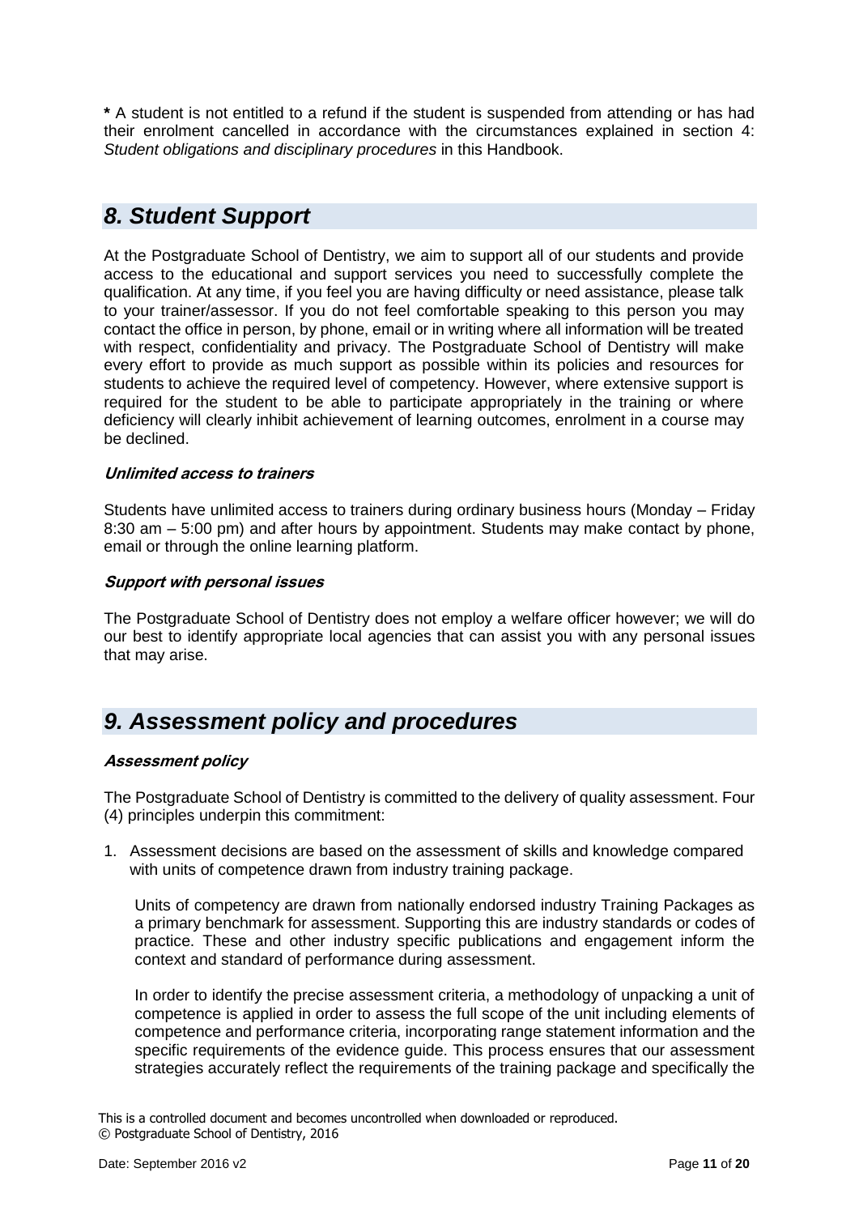**\*** A student is not entitled to a refund if the student is suspended from attending or has had their enrolment cancelled in accordance with the circumstances explained in section 4: *Student obligations and disciplinary procedures* in this Handbook.

## *8. Student Support*

At the Postgraduate School of Dentistry, we aim to support all of our students and provide access to the educational and support services you need to successfully complete the qualification. At any time, if you feel you are having difficulty or need assistance, please talk to your trainer/assessor. If you do not feel comfortable speaking to this person you may contact the office in person, by phone, email or in writing where all information will be treated with respect, confidentiality and privacy. The Postgraduate School of Dentistry will make every effort to provide as much support as possible within its policies and resources for students to achieve the required level of competency. However, where extensive support is required for the student to be able to participate appropriately in the training or where deficiency will clearly inhibit achievement of learning outcomes, enrolment in a course may be declined.

### *Unlimited access to trainers*

Students have unlimited access to trainers during ordinary business hours (Monday – Friday 8:30 am – 5:00 pm) and after hours by appointment. Students may make contact by phone, email or through the online learning platform.

### *Support with personal issues*

The Postgraduate School of Dentistry does not employ a welfare officer however; we will do our best to identify appropriate local agencies that can assist you with any personal issues that may arise.

## *9. Assessment policy and procedures*

### *Assessment policy*

The Postgraduate School of Dentistry is committed to the delivery of quality assessment. Four (4) principles underpin this commitment:

1. Assessment decisions are based on the assessment of skills and knowledge compared with units of competence drawn from industry training package.

   Units of competency are drawn from nationally endorsed industry Training Packages as a primary benchmark for assessment. Supporting this are industry standards or codes of practice. These and other industry specific publications and engagement inform the context and standard of performance during assessment.

   In order to identify the precise assessment criteria, a methodology of unpacking a unit of competence is applied in order to assess the full scope of the unit including elements of competence and performance criteria, incorporating range statement information and the specific requirements of the evidence guide. This process ensures that our assessment strategies accurately reflect the requirements of the training package and specifically the

This is a controlled document and becomes uncontrolled when downloaded or reproduced.
© Postgraduate School of Dentistry, 2016

Date: September 2016 v2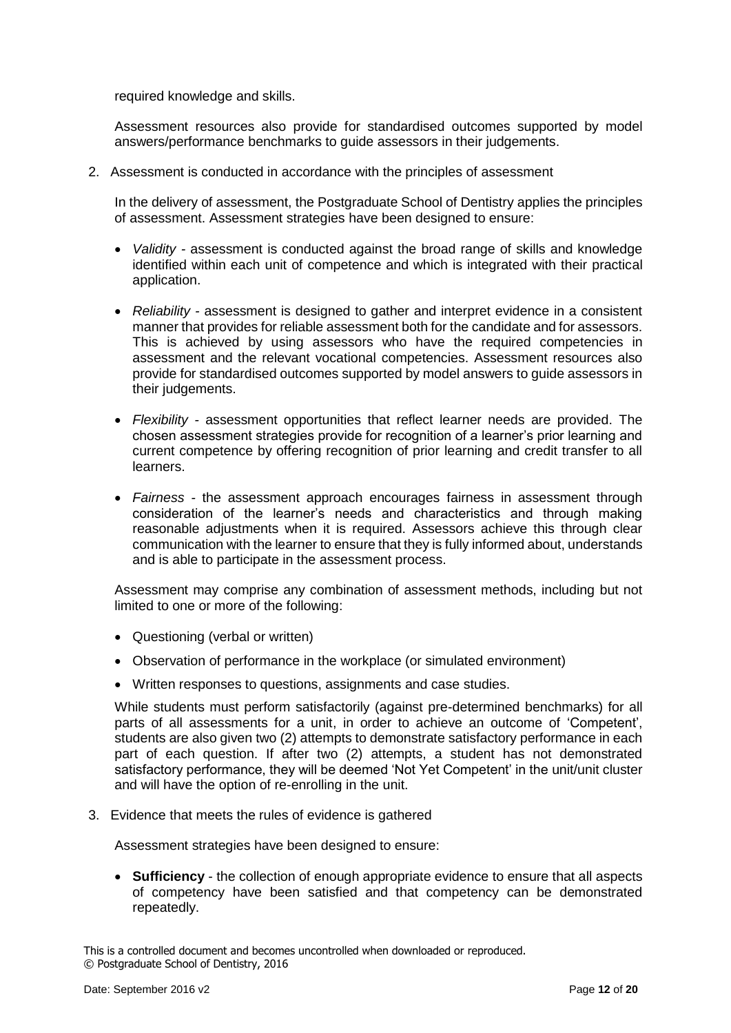required knowledge and skills.

Assessment resources also provide for standardised outcomes supported by model answers/performance benchmarks to guide assessors in their judgements.

2. Assessment is conducted in accordance with the principles of assessment

   In the delivery of assessment, the Postgraduate School of Dentistry applies the principles of assessment. Assessment strategies have been designed to ensure:

   - *Validity* - assessment is conducted against the broad range of skills and knowledge identified within each unit of competence and which is integrated with their practical application.

   - *Reliability* - assessment is designed to gather and interpret evidence in a consistent manner that provides for reliable assessment both for the candidate and for assessors. This is achieved by using assessors who have the required competencies in assessment and the relevant vocational competencies. Assessment resources also provide for standardised outcomes supported by model answers to guide assessors in their judgements.

   - *Flexibility* - assessment opportunities that reflect learner needs are provided. The chosen assessment strategies provide for recognition of a learner's prior learning and current competence by offering recognition of prior learning and credit transfer to all learners.

   - *Fairness* - the assessment approach encourages fairness in assessment through consideration of the learner's needs and characteristics and through making reasonable adjustments when it is required. Assessors achieve this through clear communication with the learner to ensure that they is fully informed about, understands and is able to participate in the assessment process.

   Assessment may comprise any combination of assessment methods, including but not limited to one or more of the following:

   - Questioning (verbal or written)
   - Observation of performance in the workplace (or simulated environment)
   - Written responses to questions, assignments and case studies.

   While students must perform satisfactorily (against pre-determined benchmarks) for all parts of all assessments for a unit, in order to achieve an outcome of 'Competent', students are also given two (2) attempts to demonstrate satisfactory performance in each part of each question. If after two (2) attempts, a student has not demonstrated satisfactory performance, they will be deemed 'Not Yet Competent' in the unit/unit cluster and will have the option of re-enrolling in the unit.

3. Evidence that meets the rules of evidence is gathered

   Assessment strategies have been designed to ensure:

   - **Sufficiency** - the collection of enough appropriate evidence to ensure that all aspects of competency have been satisfied and that competency can be demonstrated repeatedly.

This is a controlled document and becomes uncontrolled when downloaded or reproduced.
© Postgraduate School of Dentistry, 2016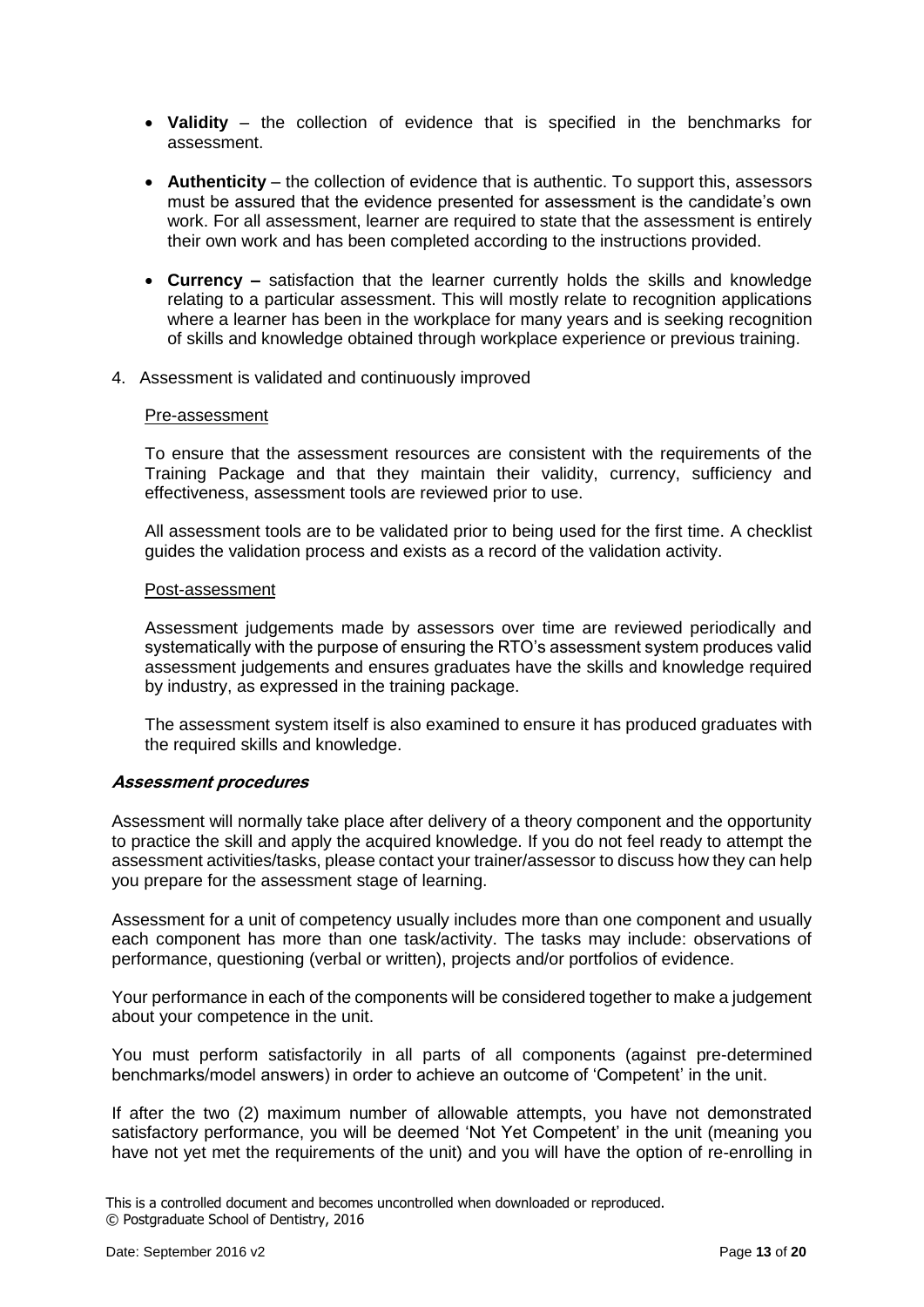- **Validity** – the collection of evidence that is specified in the benchmarks for assessment.
- **Authenticity** – the collection of evidence that is authentic. To support this, assessors must be assured that the evidence presented for assessment is the candidate's own work. For all assessment, learner are required to state that the assessment is entirely their own work and has been completed according to the instructions provided.
- **Currency –** satisfaction that the learner currently holds the skills and knowledge relating to a particular assessment. This will mostly relate to recognition applications where a learner has been in the workplace for many years and is seeking recognition of skills and knowledge obtained through workplace experience or previous training.

4. Assessment is validated and continuously improved

   Pre-assessment

   To ensure that the assessment resources are consistent with the requirements of the Training Package and that they maintain their validity, currency, sufficiency and effectiveness, assessment tools are reviewed prior to use.

   All assessment tools are to be validated prior to being used for the first time. A checklist guides the validation process and exists as a record of the validation activity.

   Post-assessment

   Assessment judgements made by assessors over time are reviewed periodically and systematically with the purpose of ensuring the RTO's assessment system produces valid assessment judgements and ensures graduates have the skills and knowledge required by industry, as expressed in the training package.

   The assessment system itself is also examined to ensure it has produced graduates with the required skills and knowledge.

***Assessment procedures***

Assessment will normally take place after delivery of a theory component and the opportunity to practice the skill and apply the acquired knowledge. If you do not feel ready to attempt the assessment activities/tasks, please contact your trainer/assessor to discuss how they can help you prepare for the assessment stage of learning.

Assessment for a unit of competency usually includes more than one component and usually each component has more than one task/activity. The tasks may include: observations of performance, questioning (verbal or written), projects and/or portfolios of evidence.

Your performance in each of the components will be considered together to make a judgement about your competence in the unit.

You must perform satisfactorily in all parts of all components (against pre-determined benchmarks/model answers) in order to achieve an outcome of 'Competent' in the unit.

If after the two (2) maximum number of allowable attempts, you have not demonstrated satisfactory performance, you will be deemed 'Not Yet Competent' in the unit (meaning you have not yet met the requirements of the unit) and you will have the option of re-enrolling in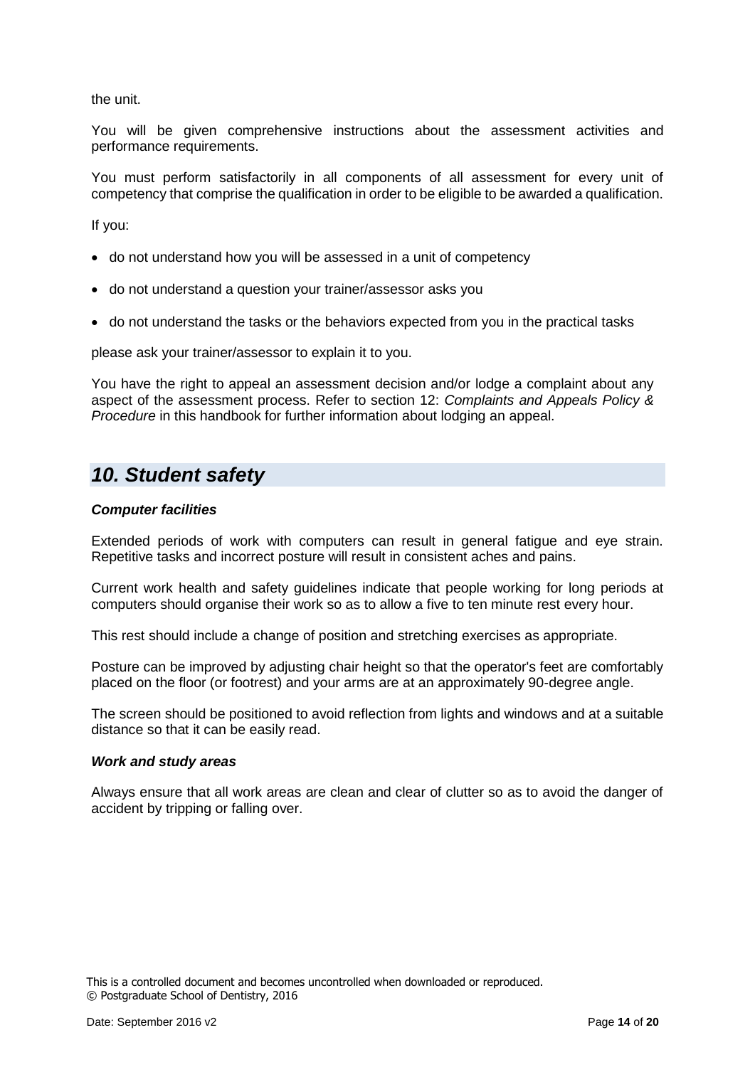the unit.

You will be given comprehensive instructions about the assessment activities and performance requirements.

You must perform satisfactorily in all components of all assessment for every unit of competency that comprise the qualification in order to be eligible to be awarded a qualification.

If you:

- do not understand how you will be assessed in a unit of competency
- do not understand a question your trainer/assessor asks you
- do not understand the tasks or the behaviors expected from you in the practical tasks

please ask your trainer/assessor to explain it to you.

You have the right to appeal an assessment decision and/or lodge a complaint about any aspect of the assessment process. Refer to section 12: *Complaints and Appeals Policy & Procedure* in this handbook for further information about lodging an appeal.

## *10. Student safety*

### *Computer facilities*

Extended periods of work with computers can result in general fatigue and eye strain. Repetitive tasks and incorrect posture will result in consistent aches and pains.

Current work health and safety guidelines indicate that people working for long periods at computers should organise their work so as to allow a five to ten minute rest every hour.

This rest should include a change of position and stretching exercises as appropriate.

Posture can be improved by adjusting chair height so that the operator's feet are comfortably placed on the floor (or footrest) and your arms are at an approximately 90-degree angle.

The screen should be positioned to avoid reflection from lights and windows and at a suitable distance so that it can be easily read.

### *Work and study areas*

Always ensure that all work areas are clean and clear of clutter so as to avoid the danger of accident by tripping or falling over.

This is a controlled document and becomes uncontrolled when downloaded or reproduced.
© Postgraduate School of Dentistry, 2016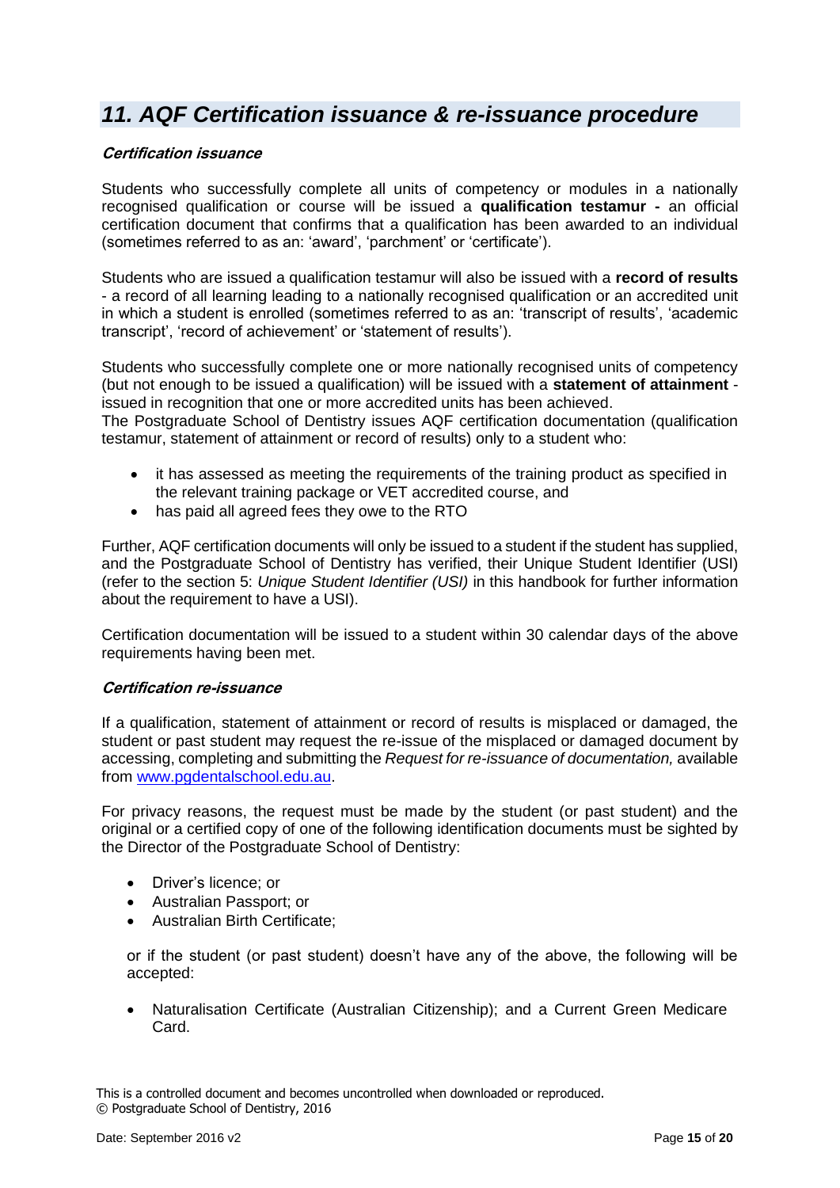## *11. AQF Certification issuance & re-issuance procedure*

***Certification issuance***

Students who successfully complete all units of competency or modules in a nationally recognised qualification or course will be issued a **qualification testamur -** an official certification document that confirms that a qualification has been awarded to an individual (sometimes referred to as an: 'award', 'parchment' or 'certificate').

Students who are issued a qualification testamur will also be issued with a **record of results** - a record of all learning leading to a nationally recognised qualification or an accredited unit in which a student is enrolled (sometimes referred to as an: 'transcript of results', 'academic transcript', 'record of achievement' or 'statement of results').

Students who successfully complete one or more nationally recognised units of competency (but not enough to be issued a qualification) will be issued with a **statement of attainment** - issued in recognition that one or more accredited units has been achieved.
The Postgraduate School of Dentistry issues AQF certification documentation (qualification testamur, statement of attainment or record of results) only to a student who:

- it has assessed as meeting the requirements of the training product as specified in the relevant training package or VET accredited course, and
- has paid all agreed fees they owe to the RTO

Further, AQF certification documents will only be issued to a student if the student has supplied, and the Postgraduate School of Dentistry has verified, their Unique Student Identifier (USI) (refer to the section 5: *Unique Student Identifier (USI)* in this handbook for further information about the requirement to have a USI).

Certification documentation will be issued to a student within 30 calendar days of the above requirements having been met.

***Certification re-issuance***

If a qualification, statement of attainment or record of results is misplaced or damaged, the student or past student may request the re-issue of the misplaced or damaged document by accessing, completing and submitting the *Request for re-issuance of documentation,* available from [www.pgdentalschool.edu.au](www.pgdentalschool.edu.au).

For privacy reasons, the request must be made by the student (or past student) and the original or a certified copy of one of the following identification documents must be sighted by the Director of the Postgraduate School of Dentistry:

- Driver's licence; or
- Australian Passport; or
- Australian Birth Certificate;

or if the student (or past student) doesn't have any of the above, the following will be accepted:

- Naturalisation Certificate (Australian Citizenship); and a Current Green Medicare Card.

This is a controlled document and becomes uncontrolled when downloaded or reproduced.
© Postgraduate School of Dentistry, 2016

Date: September 2016 v2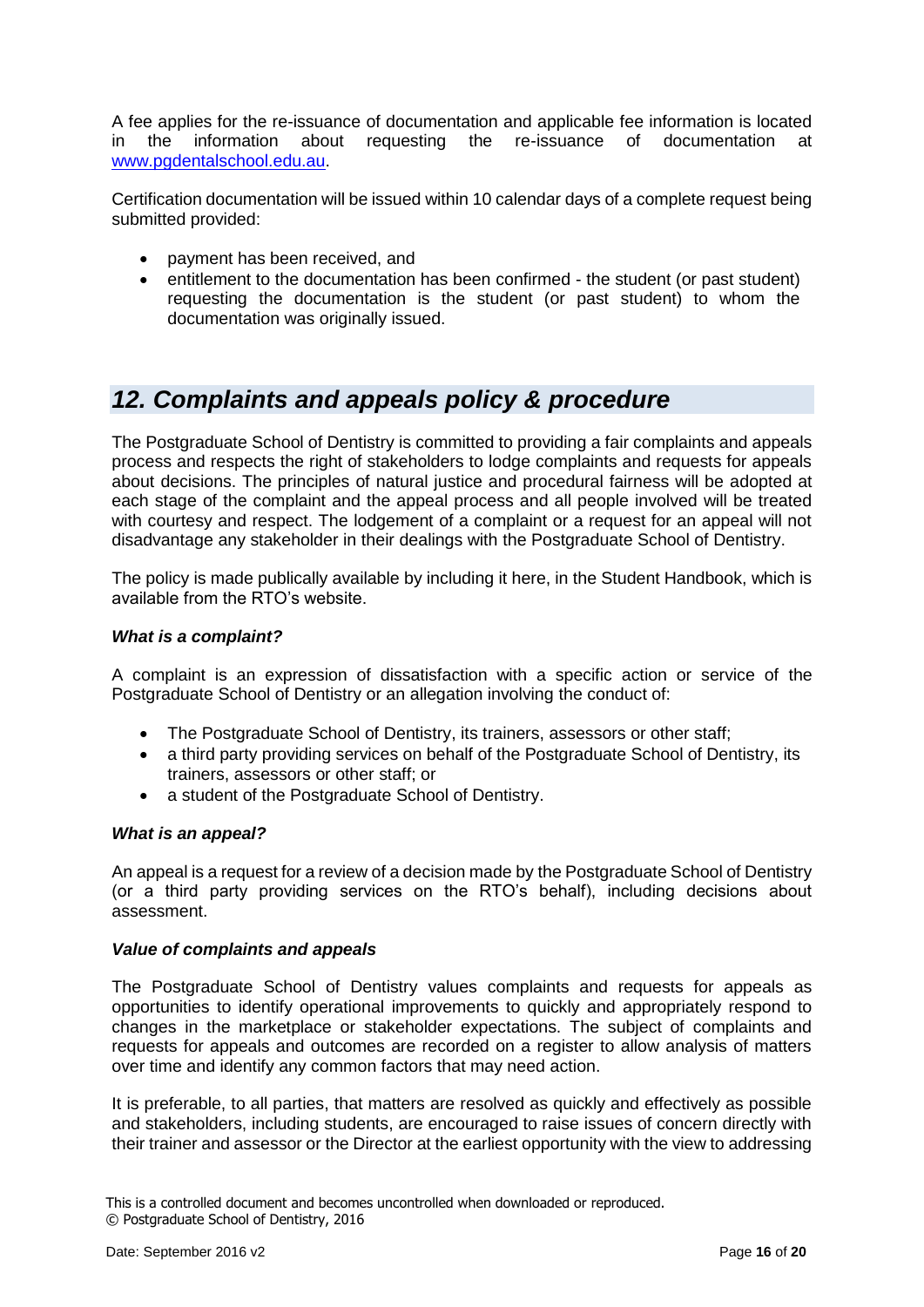A fee applies for the re-issuance of documentation and applicable fee information is located in the information about requesting the re-issuance of documentation at [www.pgdentalschool.edu.au](http://www.pgdentalschool.edu.au).

Certification documentation will be issued within 10 calendar days of a complete request being submitted provided:

- payment has been received, and
- entitlement to the documentation has been confirmed - the student (or past student) requesting the documentation is the student (or past student) to whom the documentation was originally issued.

## *12. Complaints and appeals policy & procedure*

The Postgraduate School of Dentistry is committed to providing a fair complaints and appeals process and respects the right of stakeholders to lodge complaints and requests for appeals about decisions. The principles of natural justice and procedural fairness will be adopted at each stage of the complaint and the appeal process and all people involved will be treated with courtesy and respect. The lodgement of a complaint or a request for an appeal will not disadvantage any stakeholder in their dealings with the Postgraduate School of Dentistry.

The policy is made publically available by including it here, in the Student Handbook, which is available from the RTO's website.

***What is a complaint?***

A complaint is an expression of dissatisfaction with a specific action or service of the Postgraduate School of Dentistry or an allegation involving the conduct of:

- The Postgraduate School of Dentistry, its trainers, assessors or other staff;
- a third party providing services on behalf of the Postgraduate School of Dentistry, its trainers, assessors or other staff; or
- a student of the Postgraduate School of Dentistry.

***What is an appeal?***

An appeal is a request for a review of a decision made by the Postgraduate School of Dentistry (or a third party providing services on the RTO's behalf), including decisions about assessment.

***Value of complaints and appeals***

The Postgraduate School of Dentistry values complaints and requests for appeals as opportunities to identify operational improvements to quickly and appropriately respond to changes in the marketplace or stakeholder expectations. The subject of complaints and requests for appeals and outcomes are recorded on a register to allow analysis of matters over time and identify any common factors that may need action.

It is preferable, to all parties, that matters are resolved as quickly and effectively as possible and stakeholders, including students, are encouraged to raise issues of concern directly with their trainer and assessor or the Director at the earliest opportunity with the view to addressing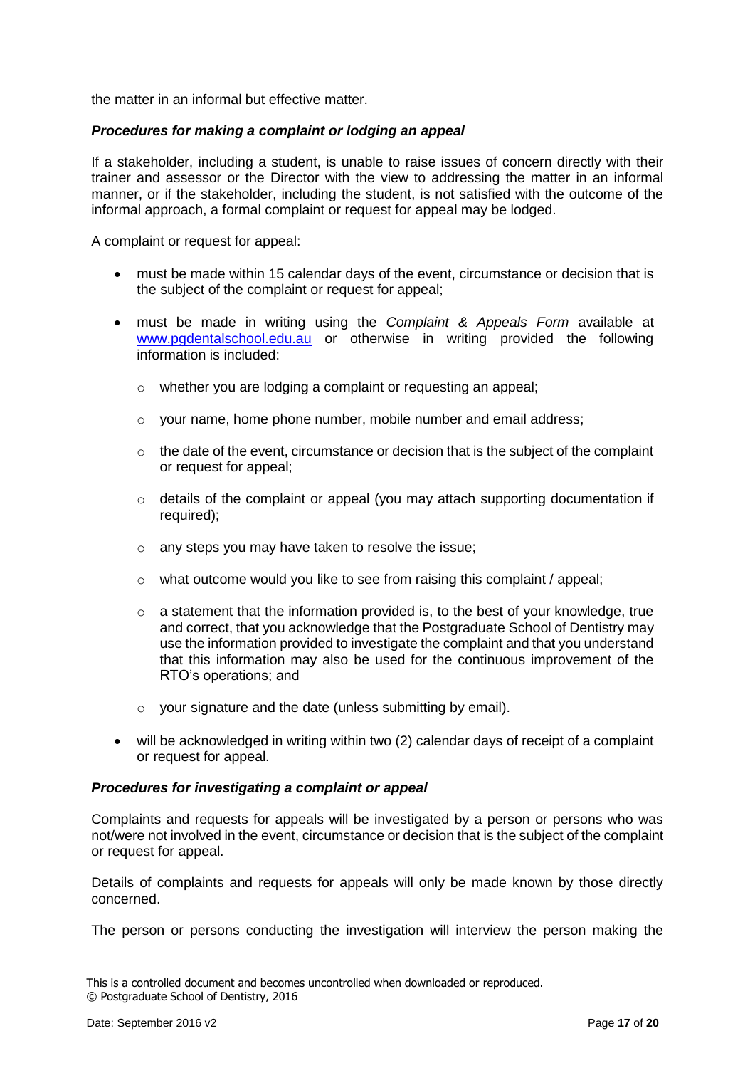the matter in an informal but effective matter.

### ***Procedures for making a complaint or lodging an appeal***

If a stakeholder, including a student, is unable to raise issues of concern directly with their trainer and assessor or the Director with the view to addressing the matter in an informal manner, or if the stakeholder, including the student, is not satisfied with the outcome of the informal approach, a formal complaint or request for appeal may be lodged.

A complaint or request for appeal:

- must be made within 15 calendar days of the event, circumstance or decision that is the subject of the complaint or request for appeal;
- must be made in writing using the *Complaint & Appeals Form* available at [www.pgdentalschool.edu.au](www.pgdentalschool.edu.au) or otherwise in writing provided the following information is included:
  - whether you are lodging a complaint or requesting an appeal;
  - your name, home phone number, mobile number and email address;
  - the date of the event, circumstance or decision that is the subject of the complaint or request for appeal;
  - details of the complaint or appeal (you may attach supporting documentation if required);
  - any steps you may have taken to resolve the issue;
  - what outcome would you like to see from raising this complaint / appeal;
  - a statement that the information provided is, to the best of your knowledge, true and correct, that you acknowledge that the Postgraduate School of Dentistry may use the information provided to investigate the complaint and that you understand that this information may also be used for the continuous improvement of the RTO's operations; and
  - your signature and the date (unless submitting by email).
- will be acknowledged in writing within two (2) calendar days of receipt of a complaint or request for appeal.

### ***Procedures for investigating a complaint or appeal***

Complaints and requests for appeals will be investigated by a person or persons who was not/were not involved in the event, circumstance or decision that is the subject of the complaint or request for appeal.

Details of complaints and requests for appeals will only be made known by those directly concerned.

The person or persons conducting the investigation will interview the person making the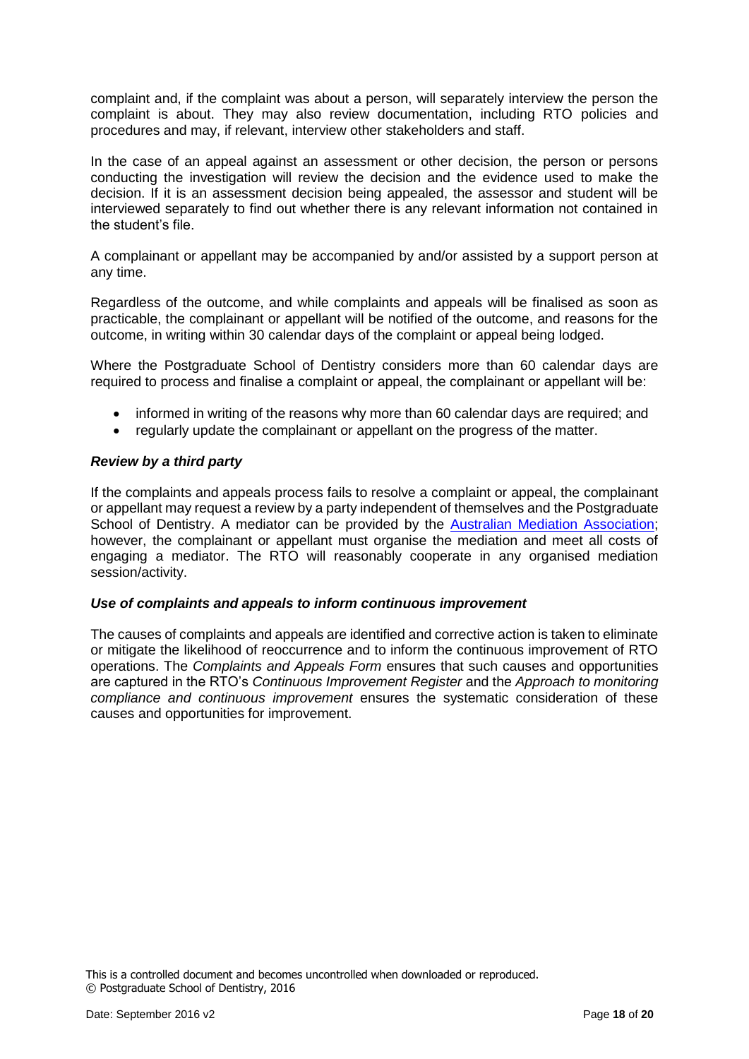complaint and, if the complaint was about a person, will separately interview the person the complaint is about. They may also review documentation, including RTO policies and procedures and may, if relevant, interview other stakeholders and staff.

In the case of an appeal against an assessment or other decision, the person or persons conducting the investigation will review the decision and the evidence used to make the decision. If it is an assessment decision being appealed, the assessor and student will be interviewed separately to find out whether there is any relevant information not contained in the student's file.

A complainant or appellant may be accompanied by and/or assisted by a support person at any time.

Regardless of the outcome, and while complaints and appeals will be finalised as soon as practicable, the complainant or appellant will be notified of the outcome, and reasons for the outcome, in writing within 30 calendar days of the complaint or appeal being lodged.

Where the Postgraduate School of Dentistry considers more than 60 calendar days are required to process and finalise a complaint or appeal, the complainant or appellant will be:

- informed in writing of the reasons why more than 60 calendar days are required; and
- regularly update the complainant or appellant on the progress of the matter.

***Review by a third party***

If the complaints and appeals process fails to resolve a complaint or appeal, the complainant or appellant may request a review by a party independent of themselves and the Postgraduate School of Dentistry. A mediator can be provided by the Australian Mediation Association; however, the complainant or appellant must organise the mediation and meet all costs of engaging a mediator. The RTO will reasonably cooperate in any organised mediation session/activity.

***Use of complaints and appeals to inform continuous improvement***

The causes of complaints and appeals are identified and corrective action is taken to eliminate or mitigate the likelihood of reoccurrence and to inform the continuous improvement of RTO operations. The *Complaints and Appeals Form* ensures that such causes and opportunities are captured in the RTO's *Continuous Improvement Register* and the *Approach to monitoring compliance and continuous improvement* ensures the systematic consideration of these causes and opportunities for improvement.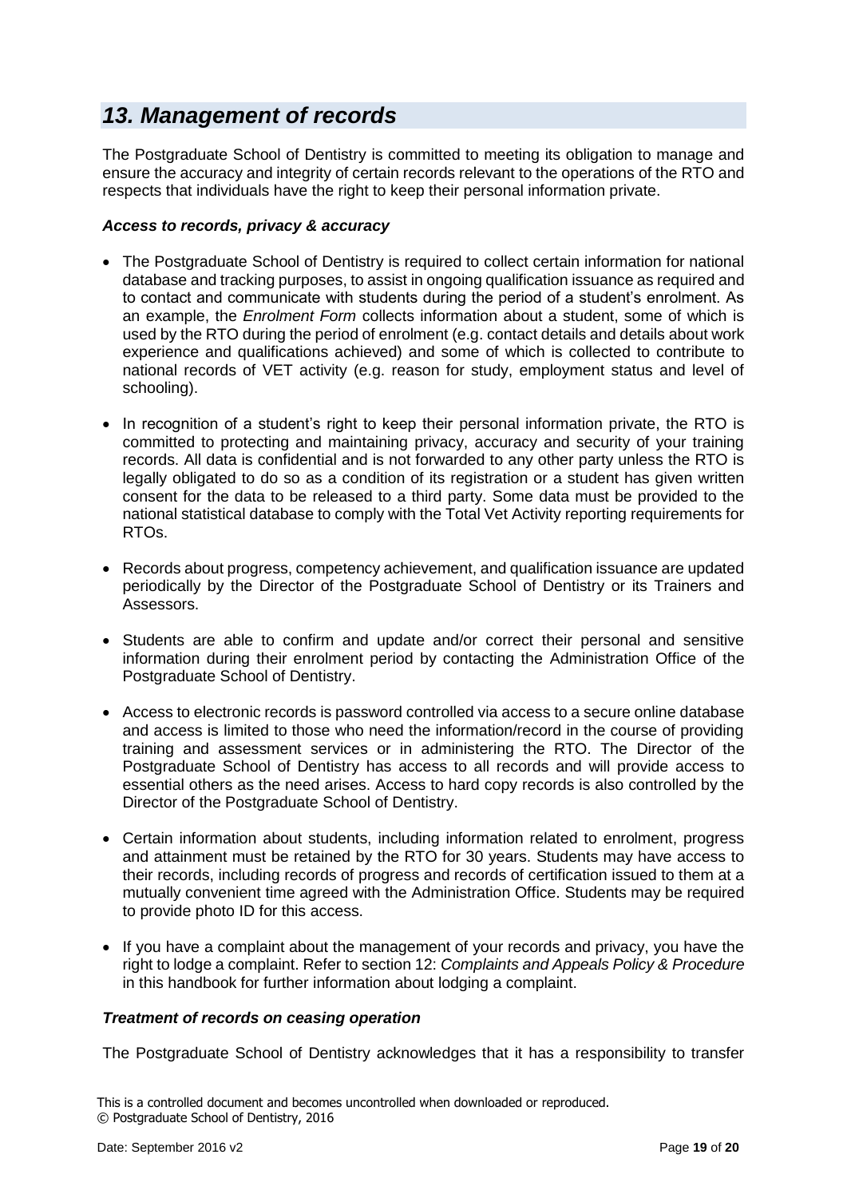## *13. Management of records*

The Postgraduate School of Dentistry is committed to meeting its obligation to manage and ensure the accuracy and integrity of certain records relevant to the operations of the RTO and respects that individuals have the right to keep their personal information private.

### *Access to records, privacy & accuracy*

- The Postgraduate School of Dentistry is required to collect certain information for national database and tracking purposes, to assist in ongoing qualification issuance as required and to contact and communicate with students during the period of a student's enrolment. As an example, the *Enrolment Form* collects information about a student, some of which is used by the RTO during the period of enrolment (e.g. contact details and details about work experience and qualifications achieved) and some of which is collected to contribute to national records of VET activity (e.g. reason for study, employment status and level of schooling).

- In recognition of a student's right to keep their personal information private, the RTO is committed to protecting and maintaining privacy, accuracy and security of your training records. All data is confidential and is not forwarded to any other party unless the RTO is legally obligated to do so as a condition of its registration or a student has given written consent for the data to be released to a third party. Some data must be provided to the national statistical database to comply with the Total Vet Activity reporting requirements for RTOs.

- Records about progress, competency achievement, and qualification issuance are updated periodically by the Director of the Postgraduate School of Dentistry or its Trainers and Assessors.

- Students are able to confirm and update and/or correct their personal and sensitive information during their enrolment period by contacting the Administration Office of the Postgraduate School of Dentistry.

- Access to electronic records is password controlled via access to a secure online database and access is limited to those who need the information/record in the course of providing training and assessment services or in administering the RTO. The Director of the Postgraduate School of Dentistry has access to all records and will provide access to essential others as the need arises. Access to hard copy records is also controlled by the Director of the Postgraduate School of Dentistry.

- Certain information about students, including information related to enrolment, progress and attainment must be retained by the RTO for 30 years. Students may have access to their records, including records of progress and records of certification issued to them at a mutually convenient time agreed with the Administration Office. Students may be required to provide photo ID for this access.

- If you have a complaint about the management of your records and privacy, you have the right to lodge a complaint. Refer to section 12: *Complaints and Appeals Policy & Procedure* in this handbook for further information about lodging a complaint.

### *Treatment of records on ceasing operation*

The Postgraduate School of Dentistry acknowledges that it has a responsibility to transfer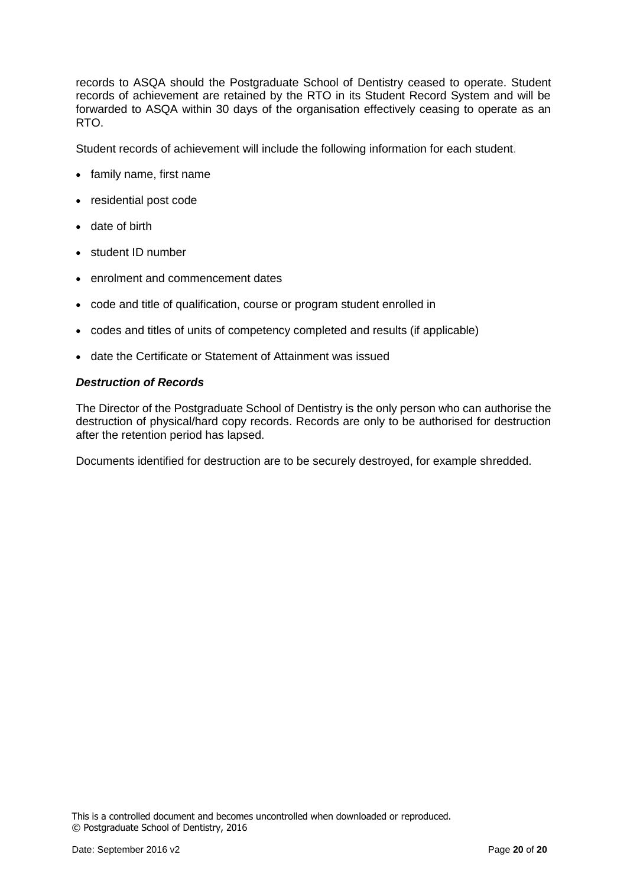records to ASQA should the Postgraduate School of Dentistry ceased to operate. Student records of achievement are retained by the RTO in its Student Record System and will be forwarded to ASQA within 30 days of the organisation effectively ceasing to operate as an RTO.

Student records of achievement will include the following information for each student.

- family name, first name
- residential post code
- date of birth
- student ID number
- enrolment and commencement dates
- code and title of qualification, course or program student enrolled in
- codes and titles of units of competency completed and results (if applicable)
- date the Certificate or Statement of Attainment was issued

***Destruction of Records***

The Director of the Postgraduate School of Dentistry is the only person who can authorise the destruction of physical/hard copy records. Records are only to be authorised for destruction after the retention period has lapsed.

Documents identified for destruction are to be securely destroyed, for example shredded.

This is a controlled document and becomes uncontrolled when downloaded or reproduced.
© Postgraduate School of Dentistry, 2016

Date: September 2016 v2